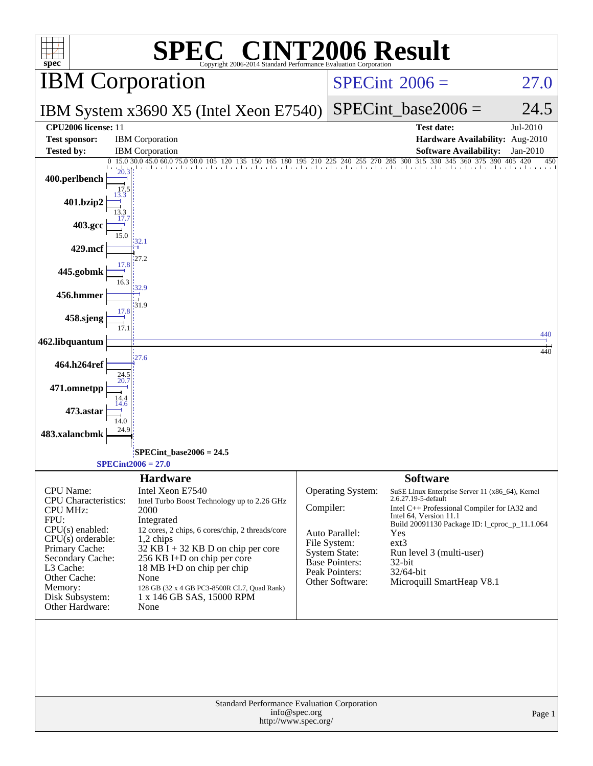# SPEC® CINT2006 Result

Copyright 2006-2014 Standard Performance Evaluation Corporation

## IBM Corporation

**IBM System x3690 X5 (Intel Xeon E7540)**

SPECint 2006 = 27.0

SPECint_base2006 = 24.5

| | | | |
|---|---|---|---|
| **CPU2006 license:** | 11 | **Test date:** | Jul-2010 |
| **Test sponsor:** | IBM Corporation | **Hardware Availability:** | Aug-2010 |
| **Tested by:** | IBM Corporation | **Software Availability:** | Jan-2010 |

| Benchmark | Peak | Base |
|---|---|---|
| 400.perlbench | 20.3 | 17.5 |
| 401.bzip2 | 13.3 | 13.3 |
| 403.gcc | 17.7 | 15.0 |
| 429.mcf | 32.1 | 27.2 |
| 445.gobmk | 17.8 | 16.3 |
| 456.hmmer | 32.9 | 31.9 |
| 458.sjeng | 17.8 | 17.1 |
| 462.libquantum | 440 | 440 |
| 464.h264ref | 27.6 | 24.5 |
| 471.omnetpp | 20.7 | 14.4 |
| 473.astar | 14.6 | 14.0 |
| 483.xalancbmk | 24.9 | |

SPECint_base2006 = 24.5

SPECint2006 = 27.0

## Hardware

| | |
|---|---|
| CPU Name: | Intel Xeon E7540 |
| CPU Characteristics: | Intel Turbo Boost Technology up to 2.26 GHz |
| CPU MHz: | 2000 |
| FPU: | Integrated |
| CPU(s) enabled: | 12 cores, 2 chips, 6 cores/chip, 2 threads/core |
| CPU(s) orderable: | 1,2 chips |
| Primary Cache: | 32 KB I + 32 KB D on chip per core |
| Secondary Cache: | 256 KB I+D on chip per core |
| L3 Cache: | 18 MB I+D on chip per chip |
| Other Cache: | None |
| Memory: | 128 GB (32 x 4 GB PC3-8500R CL7, Quad Rank) |
| Disk Subsystem: | 1 x 146 GB SAS, 15000 RPM |
| Other Hardware: | None |

## Software

| | |
|---|---|
| Operating System: | SuSE Linux Enterprise Server 11 (x86_64), Kernel 2.6.27.19-5-default |
| Compiler: | Intel C++ Professional Compiler for IA32 and Intel 64, Version 11.1 Build 20091130 Package ID: l_cproc_p_11.1.064 |
| Auto Parallel: | Yes |
| File System: | ext3 |
| System State: | Run level 3 (multi-user) |
| Base Pointers: | 32-bit |
| Peak Pointers: | 32/64-bit |
| Other Software: | Microquill SmartHeap V8.1 |

Standard Performance Evaluation Corporation
info@spec.org
http://www.spec.org/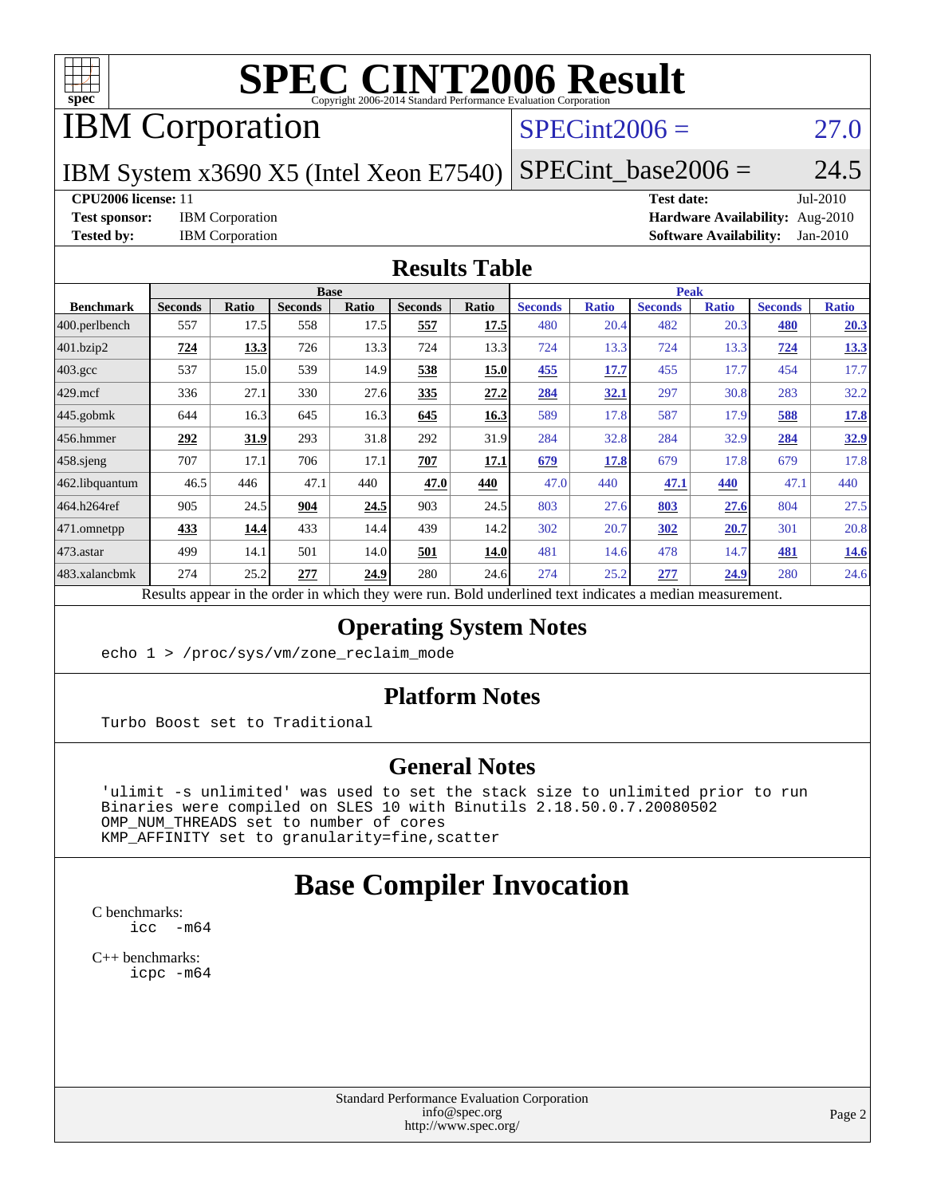# SPEC CINT2006 Result

Copyright 2006-2014 Standard Performance Evaluation Corporation

## IBM Corporation

IBM System x3690 X5 (Intel Xeon E7540)

SPECint2006 = 27.0

SPECint_base2006 = 24.5

**CPU2006 license:** 11
**Test sponsor:** IBM Corporation
**Tested by:** IBM Corporation

**Test date:** Jul-2010
**Hardware Availability:** Aug-2010
**Software Availability:** Jan-2010

## Results Table

| Benchmark | Base | | | | | | Peak | | | | | |
|---|---|---|---|---|---|---|---|---|---|---|---|---|
| | Seconds | Ratio | Seconds | Ratio | Seconds | Ratio | Seconds | Ratio | Seconds | Ratio | Seconds | Ratio |
| 400.perlbench | 557 | 17.5 | 558 | 17.5 | **557** | **17.5** | 480 | 20.4 | 482 | 20.3 | **480** | **20.3** |
| 401.bzip2 | **724** | **13.3** | 726 | 13.3 | 724 | 13.3 | 724 | 13.3 | 724 | 13.3 | **724** | **13.3** |
| 403.gcc | 537 | 15.0 | 539 | 14.9 | **538** | **15.0** | **455** | **17.7** | 455 | 17.7 | 454 | 17.7 |
| 429.mcf | 336 | 27.1 | 330 | 27.6 | **335** | **27.2** | **284** | **32.1** | 297 | 30.8 | 283 | 32.2 |
| 445.gobmk | 644 | 16.3 | 645 | 16.3 | **645** | **16.3** | 589 | 17.8 | 587 | 17.9 | **588** | **17.8** |
| 456.hmmer | **292** | **31.9** | 293 | 31.8 | 292 | 31.9 | 284 | 32.8 | 284 | 32.9 | **284** | **32.9** |
| 458.sjeng | 707 | 17.1 | 706 | 17.1 | **707** | **17.1** | **679** | **17.8** | 679 | 17.8 | 679 | 17.8 |
| 462.libquantum | 46.5 | 446 | 47.1 | 440 | **47.0** | **440** | 47.0 | 440 | **47.1** | **440** | 47.1 | 440 |
| 464.h264ref | 905 | 24.5 | **904** | **24.5** | 903 | 24.5 | 803 | 27.6 | **803** | **27.6** | 804 | 27.5 |
| 471.omnetpp | **433** | **14.4** | 433 | 14.4 | 439 | 14.2 | 302 | 20.7 | **302** | **20.7** | 301 | 20.8 |
| 473.astar | 499 | 14.1 | 501 | 14.0 | **501** | **14.0** | 481 | 14.6 | 478 | 14.7 | **481** | **14.6** |
| 483.xalancbmk | 274 | 25.2 | **277** | **24.9** | 280 | 24.6 | 274 | 25.2 | **277** | **24.9** | 280 | 24.6 |

Results appear in the order in which they were run. Bold underlined text indicates a median measurement.

## Operating System Notes

```
echo 1 > /proc/sys/vm/zone_reclaim_mode
```

## Platform Notes

```
Turbo Boost set to Traditional
```

## General Notes

```
'ulimit -s unlimited' was used to set the stack size to unlimited prior to run
Binaries were compiled on SLES 10 with Binutils 2.18.50.0.7.20080502
OMP_NUM_THREADS set to number of cores
KMP_AFFINITY set to granularity=fine,scatter
```

## Base Compiler Invocation

C benchmarks:
```
icc  -m64
```

C++ benchmarks:
```
icpc -m64
```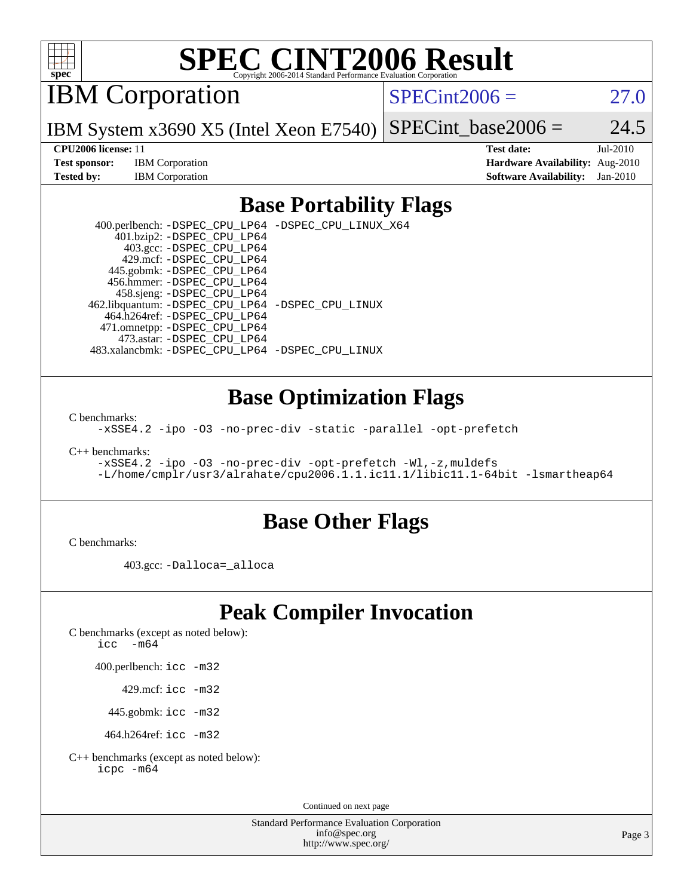# SPEC CINT2006 Result

Copyright 2006-2014 Standard Performance Evaluation Corporation

## IBM Corporation

**SPECint2006 = 27.0**

IBM System x3690 X5 (Intel Xeon E7540)

**SPECint_base2006 = 24.5**

**CPU2006 license:** 11
**Test sponsor:** IBM Corporation
**Tested by:** IBM Corporation

**Test date:** Jul-2010
**Hardware Availability:** Aug-2010
**Software Availability:** Jan-2010

## Base Portability Flags

400.perlbench: `-DSPEC_CPU_LP64 -DSPEC_CPU_LINUX_X64`
401.bzip2: `-DSPEC_CPU_LP64`
403.gcc: `-DSPEC_CPU_LP64`
429.mcf: `-DSPEC_CPU_LP64`
445.gobmk: `-DSPEC_CPU_LP64`
456.hmmer: `-DSPEC_CPU_LP64`
458.sjeng: `-DSPEC_CPU_LP64`
462.libquantum: `-DSPEC_CPU_LP64 -DSPEC_CPU_LINUX`
464.h264ref: `-DSPEC_CPU_LP64`
471.omnetpp: `-DSPEC_CPU_LP64`
473.astar: `-DSPEC_CPU_LP64`
483.xalancbmk: `-DSPEC_CPU_LP64 -DSPEC_CPU_LINUX`

## Base Optimization Flags

C benchmarks:

```
-xSSE4.2 -ipo -O3 -no-prec-div -static -parallel -opt-prefetch
```

C++ benchmarks:

```
-xSSE4.2 -ipo -O3 -no-prec-div -opt-prefetch -Wl,-z,muldefs
-L/home/cmplr/usr3/alrahate/cpu2006.1.1.ic11.1/libic11.1-64bit -lsmartheap64
```

## Base Other Flags

C benchmarks:

403.gcc: `-Dalloca=_alloca`

## Peak Compiler Invocation

C benchmarks (except as noted below):
`icc -m64`

400.perlbench: `icc -m32`

429.mcf: `icc -m32`

445.gobmk: `icc -m32`

464.h264ref: `icc -m32`

C++ benchmarks (except as noted below):
`icpc -m64`

Continued on next page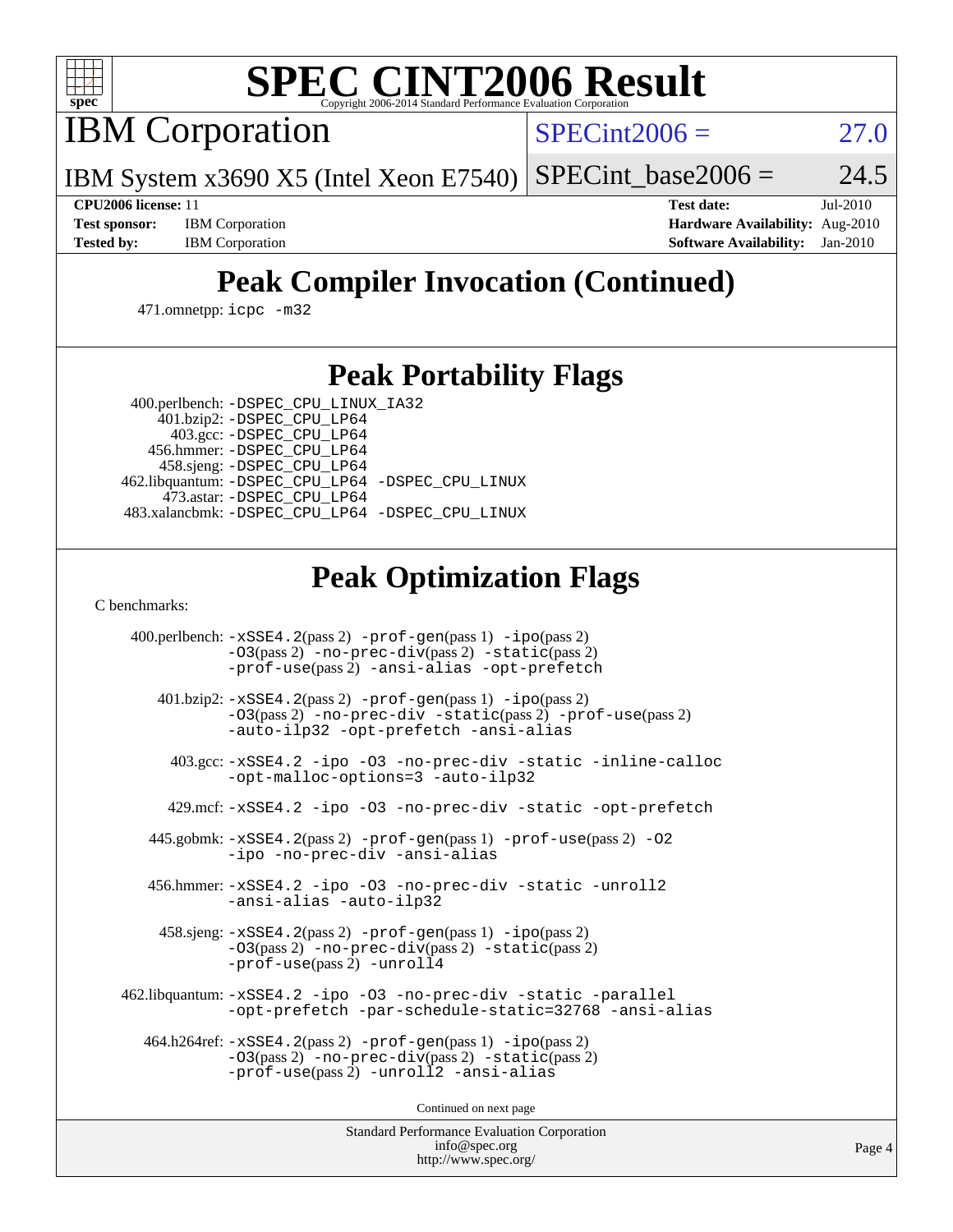# SPEC CINT2006 Result

Copyright 2006-2014 Standard Performance Evaluation Corporation

## IBM Corporation

IBM System x3690 X5 (Intel Xeon E7540)

SPECint2006 = 27.0

SPECint_base2006 = 24.5

**CPU2006 license:** 11
**Test sponsor:** IBM Corporation
**Tested by:** IBM Corporation

**Test date:** Jul-2010
**Hardware Availability:** Aug-2010
**Software Availability:** Jan-2010

## Peak Compiler Invocation (Continued)

471.omnetpp: icpc -m32

## Peak Portability Flags

400.perlbench: -DSPEC_CPU_LINUX_IA32
401.bzip2: -DSPEC_CPU_LP64
403.gcc: -DSPEC_CPU_LP64
456.hmmer: -DSPEC_CPU_LP64
458.sjeng: -DSPEC_CPU_LP64
462.libquantum: -DSPEC_CPU_LP64 -DSPEC_CPU_LINUX
473.astar: -DSPEC_CPU_LP64
483.xalancbmk: -DSPEC_CPU_LP64 -DSPEC_CPU_LINUX

## Peak Optimization Flags

C benchmarks:

400.perlbench: -xSSE4.2(pass 2) -prof-gen(pass 1) -ipo(pass 2) -O3(pass 2) -no-prec-div(pass 2) -static(pass 2) -prof-use(pass 2) -ansi-alias -opt-prefetch

401.bzip2: -xSSE4.2(pass 2) -prof-gen(pass 1) -ipo(pass 2) -O3(pass 2) -no-prec-div -static(pass 2) -prof-use(pass 2) -auto-ilp32 -opt-prefetch -ansi-alias

403.gcc: -xSSE4.2 -ipo -O3 -no-prec-div -static -inline-calloc -opt-malloc-options=3 -auto-ilp32

429.mcf: -xSSE4.2 -ipo -O3 -no-prec-div -static -opt-prefetch

445.gobmk: -xSSE4.2(pass 2) -prof-gen(pass 1) -prof-use(pass 2) -O2 -ipo -no-prec-div -ansi-alias

456.hmmer: -xSSE4.2 -ipo -O3 -no-prec-div -static -unroll2 -ansi-alias -auto-ilp32

458.sjeng: -xSSE4.2(pass 2) -prof-gen(pass 1) -ipo(pass 2) -O3(pass 2) -no-prec-div(pass 2) -static(pass 2) -prof-use(pass 2) -unroll4

462.libquantum: -xSSE4.2 -ipo -O3 -no-prec-div -static -parallel -opt-prefetch -par-schedule-static=32768 -ansi-alias

464.h264ref: -xSSE4.2(pass 2) -prof-gen(pass 1) -ipo(pass 2) -O3(pass 2) -no-prec-div(pass 2) -static(pass 2) -prof-use(pass 2) -unroll2 -ansi-alias

Continued on next page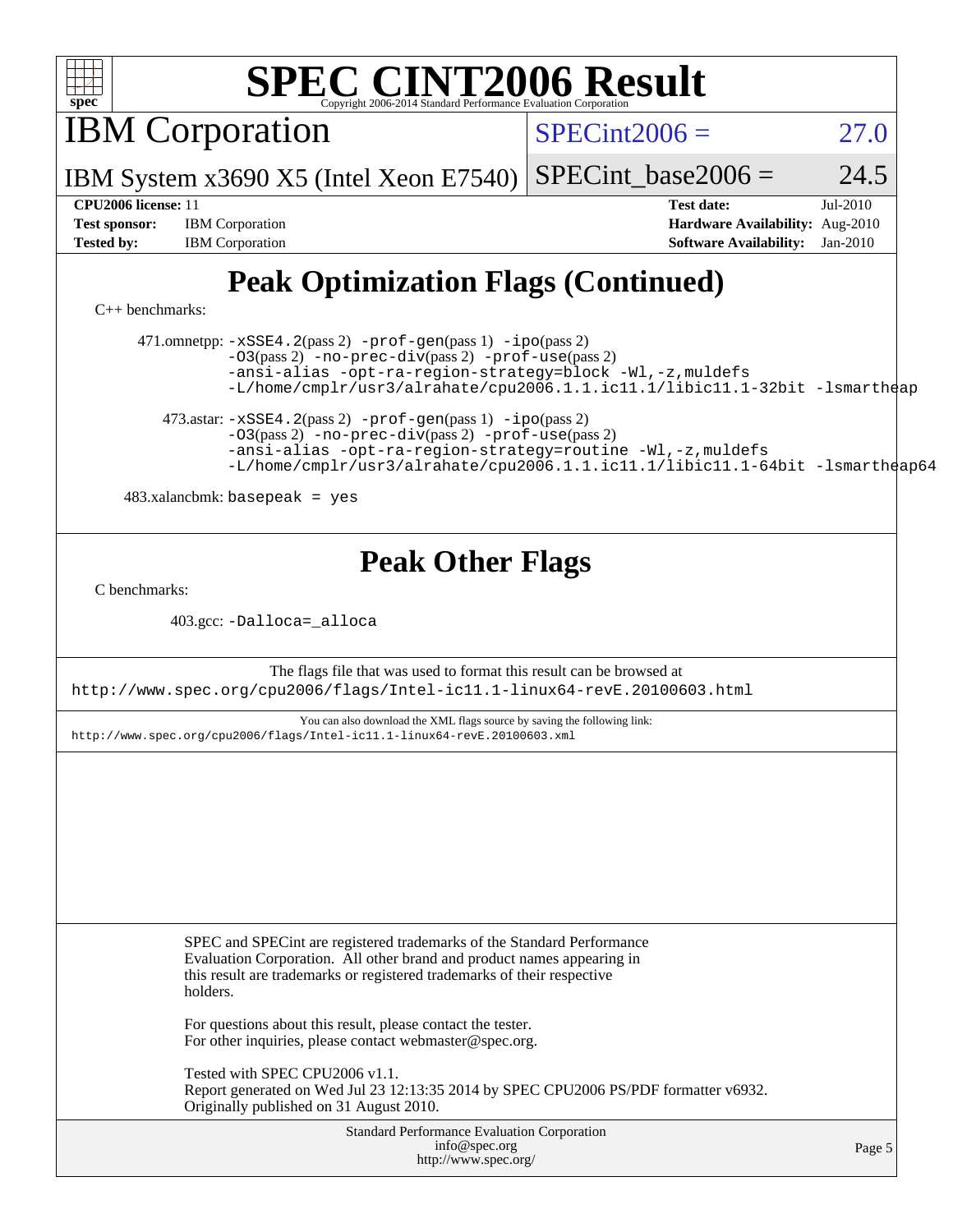# SPEC CINT2006 Result

Copyright 2006-2014 Standard Performance Evaluation Corporation

**IBM Corporation**

**IBM System x3690 X5 (Intel Xeon E7540)**

SPECint2006 = 27.0

SPECint_base2006 = 24.5

**CPU2006 license:** 11
**Test sponsor:** IBM Corporation
**Tested by:** IBM Corporation

**Test date:** Jul-2010
**Hardware Availability:** Aug-2010
**Software Availability:** Jan-2010

## Peak Optimization Flags (Continued)

C++ benchmarks:

471.omnetpp: -xSSE4.2(pass 2) -prof-gen(pass 1) -ipo(pass 2)
-O3(pass 2) -no-prec-div(pass 2) -prof-use(pass 2)
-ansi-alias -opt-ra-region-strategy=block -Wl,-z,muldefs
-L/home/cmplr/usr3/alrahate/cpu2006.1.1.ic11.1/libic11.1-32bit -lsmartheap

473.astar: -xSSE4.2(pass 2) -prof-gen(pass 1) -ipo(pass 2)
-O3(pass 2) -no-prec-div(pass 2) -prof-use(pass 2)
-ansi-alias -opt-ra-region-strategy=routine -Wl,-z,muldefs
-L/home/cmplr/usr3/alrahate/cpu2006.1.1.ic11.1/libic11.1-64bit -lsmartheap64

483.xalancbmk: basepeak = yes

## Peak Other Flags

C benchmarks:

403.gcc: -Dalloca=_alloca

The flags file that was used to format this result can be browsed at
http://www.spec.org/cpu2006/flags/Intel-ic11.1-linux64-revE.20100603.html

You can also download the XML flags source by saving the following link:
http://www.spec.org/cpu2006/flags/Intel-ic11.1-linux64-revE.20100603.xml

SPEC and SPECint are registered trademarks of the Standard Performance Evaluation Corporation. All other brand and product names appearing in this result are trademarks or registered trademarks of their respective holders.

For questions about this result, please contact the tester.
For other inquiries, please contact webmaster@spec.org.

Tested with SPEC CPU2006 v1.1.
Report generated on Wed Jul 23 12:13:35 2014 by SPEC CPU2006 PS/PDF formatter v6932.
Originally published on 31 August 2010.

Standard Performance Evaluation Corporation
info@spec.org
http://www.spec.org/